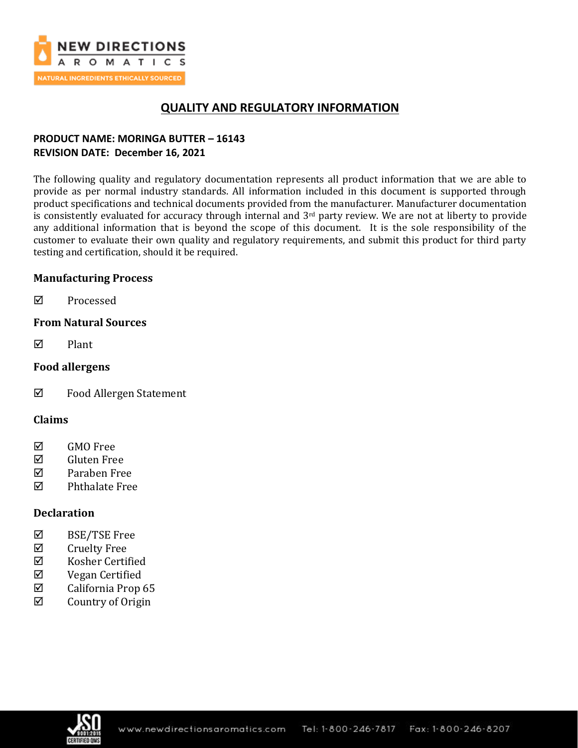# QUALITY AND REGULATORY INFORMATION

**PRODUCT NAME: MORINGA BUTTER – 16143**
**REVISION DATE: December 16, 2021**

The following quality and regulatory documentation represents all product information that we are able to provide as per normal industry standards. All information included in this document is supported through product specifications and technical documents provided from the manufacturer. Manufacturer documentation is consistently evaluated for accuracy through internal and 3rd party review. We are not at liberty to provide any additional information that is beyond the scope of this document. It is the sole responsibility of the customer to evaluate their own quality and regulatory requirements, and submit this product for third party testing and certification, should it be required.

### Manufacturing Process

☑ Processed

### From Natural Sources

☑ Plant

### Food allergens

☑ Food Allergen Statement

### Claims

☑ GMO Free
☑ Gluten Free
☑ Paraben Free
☑ Phthalate Free

### Declaration

☑ BSE/TSE Free
☑ Cruelty Free
☑ Kosher Certified
☑ Vegan Certified
☑ California Prop 65
☑ Country of Origin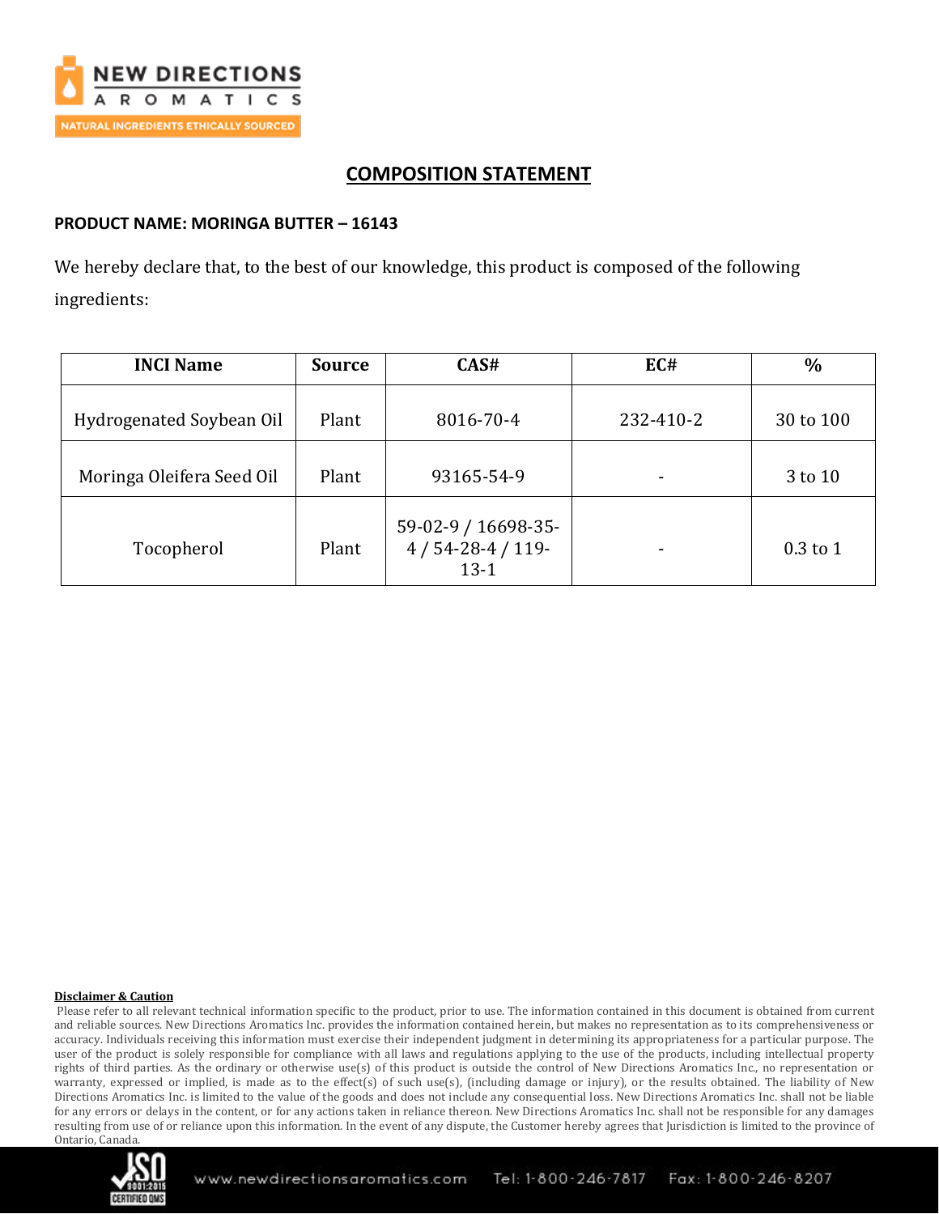## COMPOSITION STATEMENT

**PRODUCT NAME: MORINGA BUTTER – 16143**

We hereby declare that, to the best of our knowledge, this product is composed of the following ingredients:

| INCI Name | Source | CAS# | EC# | % |
|---|---|---|---|---|
| Hydrogenated Soybean Oil | Plant | 8016-70-4 | 232-410-2 | 30 to 100 |
| Moringa Oleifera Seed Oil | Plant | 93165-54-9 | - | 3 to 10 |
| Tocopherol | Plant | 59-02-9 / 16698-35-4 / 54-28-4 / 119-13-1 | - | 0.3 to 1 |

**Disclaimer & Caution**

Please refer to all relevant technical information specific to the product, prior to use. The information contained in this document is obtained from current and reliable sources. New Directions Aromatics Inc. provides the information contained herein, but makes no representation as to its comprehensiveness or accuracy. Individuals receiving this information must exercise their independent judgment in determining its appropriateness for a particular purpose. The user of the product is solely responsible for compliance with all laws and regulations applying to the use of the products, including intellectual property rights of third parties. As the ordinary or otherwise use(s) of this product is outside the control of New Directions Aromatics Inc., no representation or warranty, expressed or implied, is made as to the effect(s) of such use(s), (including damage or injury), or the results obtained. The liability of New Directions Aromatics Inc. is limited to the value of the goods and does not include any consequential loss. New Directions Aromatics Inc. shall not be liable for any errors or delays in the content, or for any actions taken in reliance thereon. New Directions Aromatics Inc. shall not be responsible for any damages resulting from use of or reliance upon this information. In the event of any dispute, the Customer hereby agrees that Jurisdiction is limited to the province of Ontario, Canada.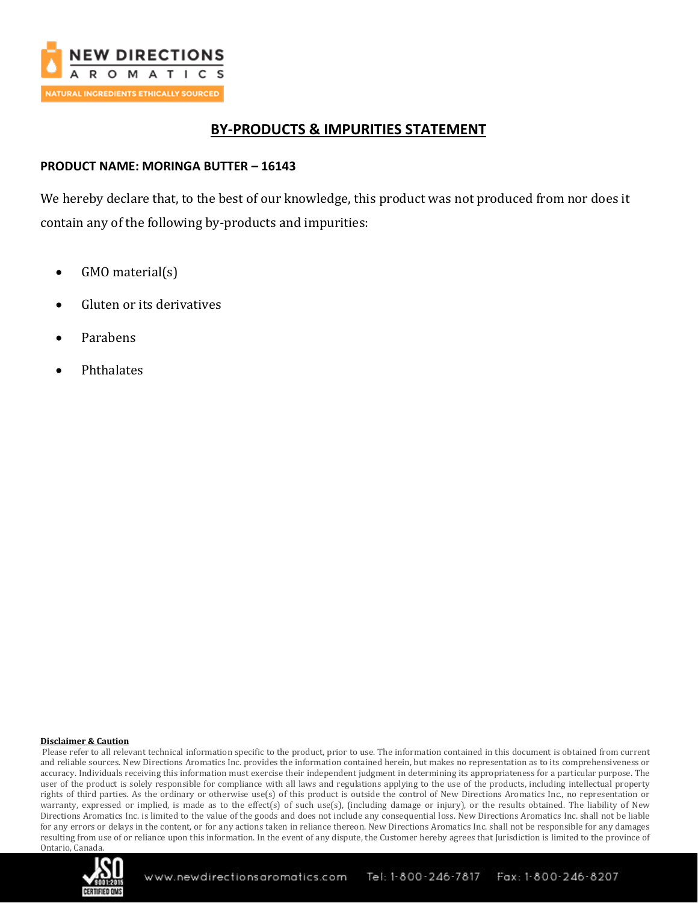# BY-PRODUCTS & IMPURITIES STATEMENT

**PRODUCT NAME: MORINGA BUTTER – 16143**

We hereby declare that, to the best of our knowledge, this product was not produced from nor does it contain any of the following by-products and impurities:

- GMO material(s)
- Gluten or its derivatives
- Parabens
- Phthalates

**Disclaimer & Caution**

Please refer to all relevant technical information specific to the product, prior to use. The information contained in this document is obtained from current and reliable sources. New Directions Aromatics Inc. provides the information contained herein, but makes no representation as to its comprehensiveness or accuracy. Individuals receiving this information must exercise their independent judgment in determining its appropriateness for a particular purpose. The user of the product is solely responsible for compliance with all laws and regulations applying to the use of the products, including intellectual property rights of third parties. As the ordinary or otherwise use(s) of this product is outside the control of New Directions Aromatics Inc., no representation or warranty, expressed or implied, is made as to the effect(s) of such use(s), (including damage or injury), or the results obtained. The liability of New Directions Aromatics Inc. is limited to the value of the goods and does not include any consequential loss. New Directions Aromatics Inc. shall not be liable for any errors or delays in the content, or for any actions taken in reliance thereon. New Directions Aromatics Inc. shall not be responsible for any damages resulting from use of or reliance upon this information. In the event of any dispute, the Customer hereby agrees that Jurisdiction is limited to the province of Ontario, Canada.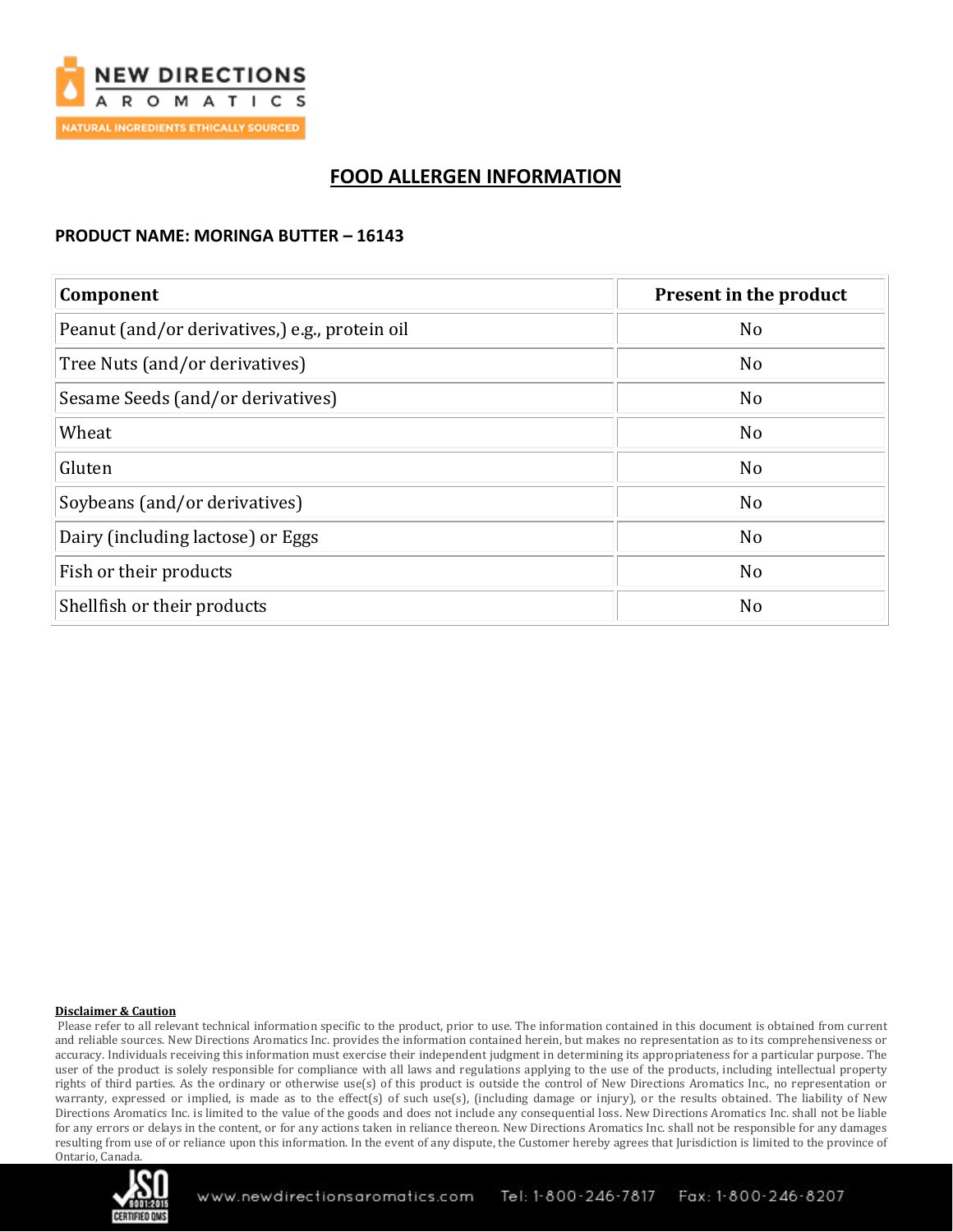# FOOD ALLERGEN INFORMATION

**PRODUCT NAME: MORINGA BUTTER – 16143**

| Component | Present in the product |
|---|---|
| Peanut (and/or derivatives,) e.g., protein oil | No |
| Tree Nuts (and/or derivatives) | No |
| Sesame Seeds (and/or derivatives) | No |
| Wheat | No |
| Gluten | No |
| Soybeans (and/or derivatives) | No |
| Dairy (including lactose) or Eggs | No |
| Fish or their products | No |
| Shellfish or their products | No |

**Disclaimer & Caution**

Please refer to all relevant technical information specific to the product, prior to use. The information contained in this document is obtained from current and reliable sources. New Directions Aromatics Inc. provides the information contained herein, but makes no representation as to its comprehensiveness or accuracy. Individuals receiving this information must exercise their independent judgment in determining its appropriateness for a particular purpose. The user of the product is solely responsible for compliance with all laws and regulations applying to the use of the products, including intellectual property rights of third parties. As the ordinary or otherwise use(s) of this product is outside the control of New Directions Aromatics Inc., no representation or warranty, expressed or implied, is made as to the effect(s) of such use(s), (including damage or injury), or the results obtained. The liability of New Directions Aromatics Inc. is limited to the value of the goods and does not include any consequential loss. New Directions Aromatics Inc. shall not be liable for any errors or delays in the content, or for any actions taken in reliance thereon. New Directions Aromatics Inc. shall not be responsible for any damages resulting from use of or reliance upon this information. In the event of any dispute, the Customer hereby agrees that Jurisdiction is limited to the province of Ontario, Canada.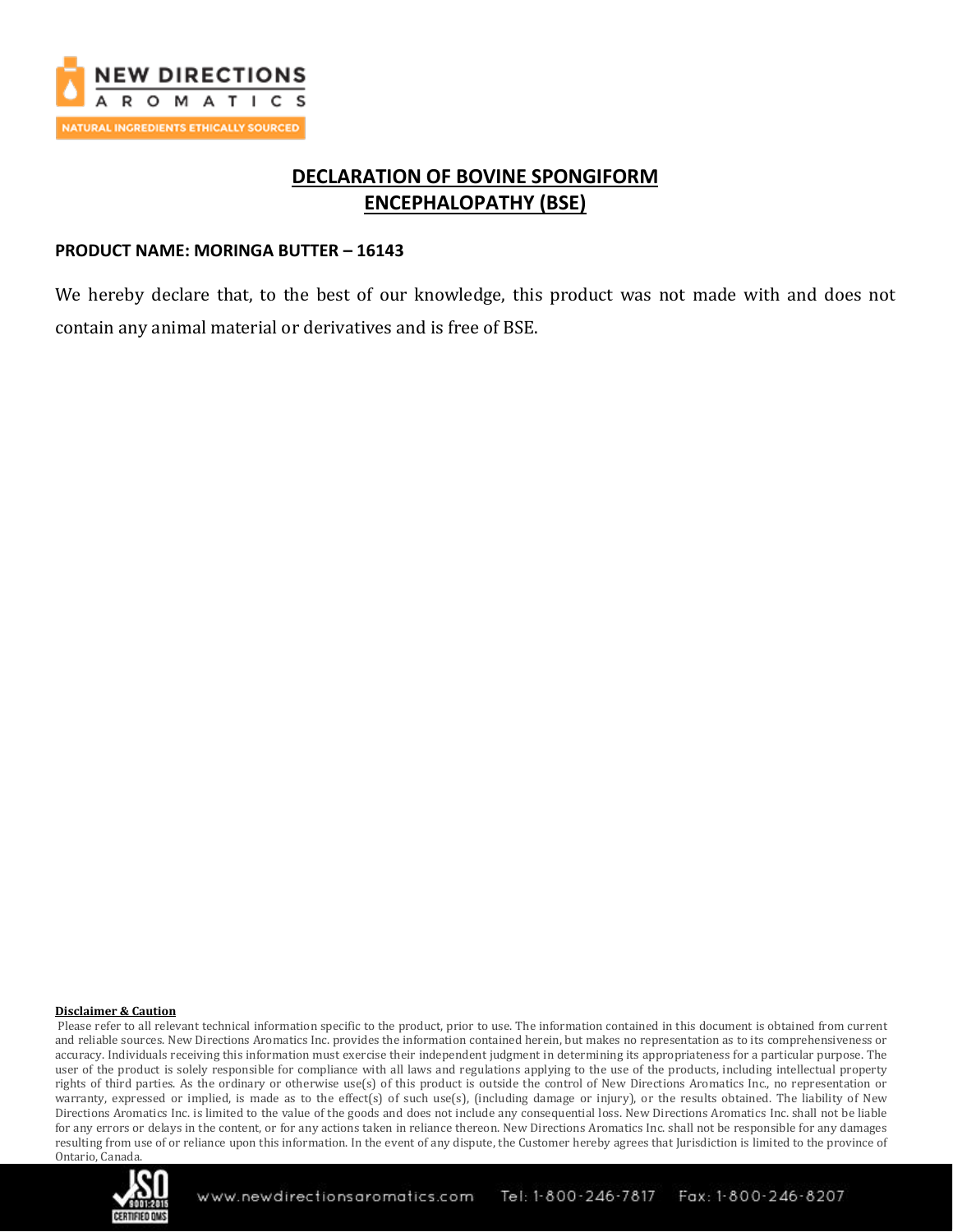# DECLARATION OF BOVINE SPONGIFORM ENCEPHALOPATHY (BSE)

**PRODUCT NAME: MORINGA BUTTER – 16143**

We hereby declare that, to the best of our knowledge, this product was not made with and does not contain any animal material or derivatives and is free of BSE.

**Disclaimer & Caution**

Please refer to all relevant technical information specific to the product, prior to use. The information contained in this document is obtained from current and reliable sources. New Directions Aromatics Inc. provides the information contained herein, but makes no representation as to its comprehensiveness or accuracy. Individuals receiving this information must exercise their independent judgment in determining its appropriateness for a particular purpose. The user of the product is solely responsible for compliance with all laws and regulations applying to the use of the products, including intellectual property rights of third parties. As the ordinary or otherwise use(s) of this product is outside the control of New Directions Aromatics Inc., no representation or warranty, expressed or implied, is made as to the effect(s) of such use(s), (including damage or injury), or the results obtained. The liability of New Directions Aromatics Inc. is limited to the value of the goods and does not include any consequential loss. New Directions Aromatics Inc. shall not be liable for any errors or delays in the content, or for any actions taken in reliance thereon. New Directions Aromatics Inc. shall not be responsible for any damages resulting from use of or reliance upon this information. In the event of any dispute, the Customer hereby agrees that Jurisdiction is limited to the province of Ontario, Canada.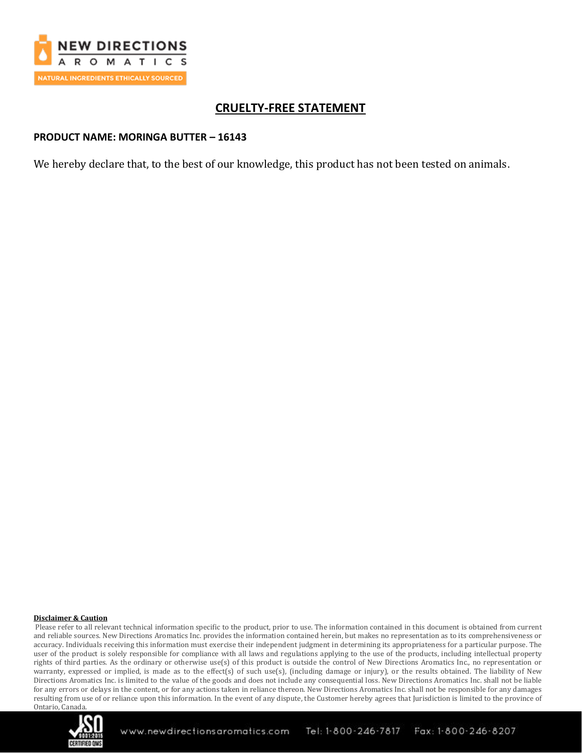# CRUELTY-FREE STATEMENT

**PRODUCT NAME: MORINGA BUTTER – 16143**

We hereby declare that, to the best of our knowledge, this product has not been tested on animals.

**Disclaimer & Caution**

Please refer to all relevant technical information specific to the product, prior to use. The information contained in this document is obtained from current and reliable sources. New Directions Aromatics Inc. provides the information contained herein, but makes no representation as to its comprehensiveness or accuracy. Individuals receiving this information must exercise their independent judgment in determining its appropriateness for a particular purpose. The user of the product is solely responsible for compliance with all laws and regulations applying to the use of the products, including intellectual property rights of third parties. As the ordinary or otherwise use(s) of this product is outside the control of New Directions Aromatics Inc., no representation or warranty, expressed or implied, is made as to the effect(s) of such use(s), (including damage or injury), or the results obtained. The liability of New Directions Aromatics Inc. is limited to the value of the goods and does not include any consequential loss. New Directions Aromatics Inc. shall not be liable for any errors or delays in the content, or for any actions taken in reliance thereon. New Directions Aromatics Inc. shall not be responsible for any damages resulting from use of or reliance upon this information. In the event of any dispute, the Customer hereby agrees that Jurisdiction is limited to the province of Ontario, Canada.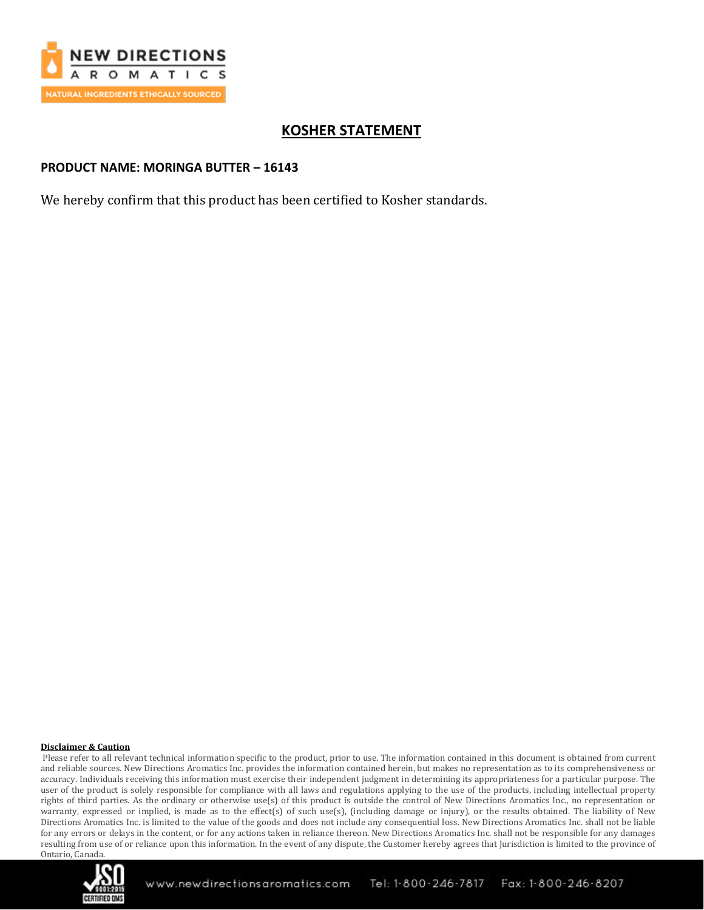NEW DIRECTIONS
AROMATICS
NATURAL INGREDIENTS ETHICALLY SOURCED

## KOSHER STATEMENT

**PRODUCT NAME: MORINGA BUTTER – 16143**

We hereby confirm that this product has been certified to Kosher standards.

**Disclaimer & Caution**

Please refer to all relevant technical information specific to the product, prior to use. The information contained in this document is obtained from current and reliable sources. New Directions Aromatics Inc. provides the information contained herein, but makes no representation as to its comprehensiveness or accuracy. Individuals receiving this information must exercise their independent judgment in determining its appropriateness for a particular purpose. The user of the product is solely responsible for compliance with all laws and regulations applying to the use of the products, including intellectual property rights of third parties. As the ordinary or otherwise use(s) of this product is outside the control of New Directions Aromatics Inc., no representation or warranty, expressed or implied, is made as to the effect(s) of such use(s), (including damage or injury), or the results obtained. The liability of New Directions Aromatics Inc. is limited to the value of the goods and does not include any consequential loss. New Directions Aromatics Inc. shall not be liable for any errors or delays in the content, or for any actions taken in reliance thereon. New Directions Aromatics Inc. shall not be responsible for any damages resulting from use of or reliance upon this information. In the event of any dispute, the Customer hereby agrees that Jurisdiction is limited to the province of Ontario, Canada.

ISO 9001:2015 CERTIFIED QMS www.newdirectionsaromatics.com Tel: 1-800-246-7817 Fax: 1-800-246-8207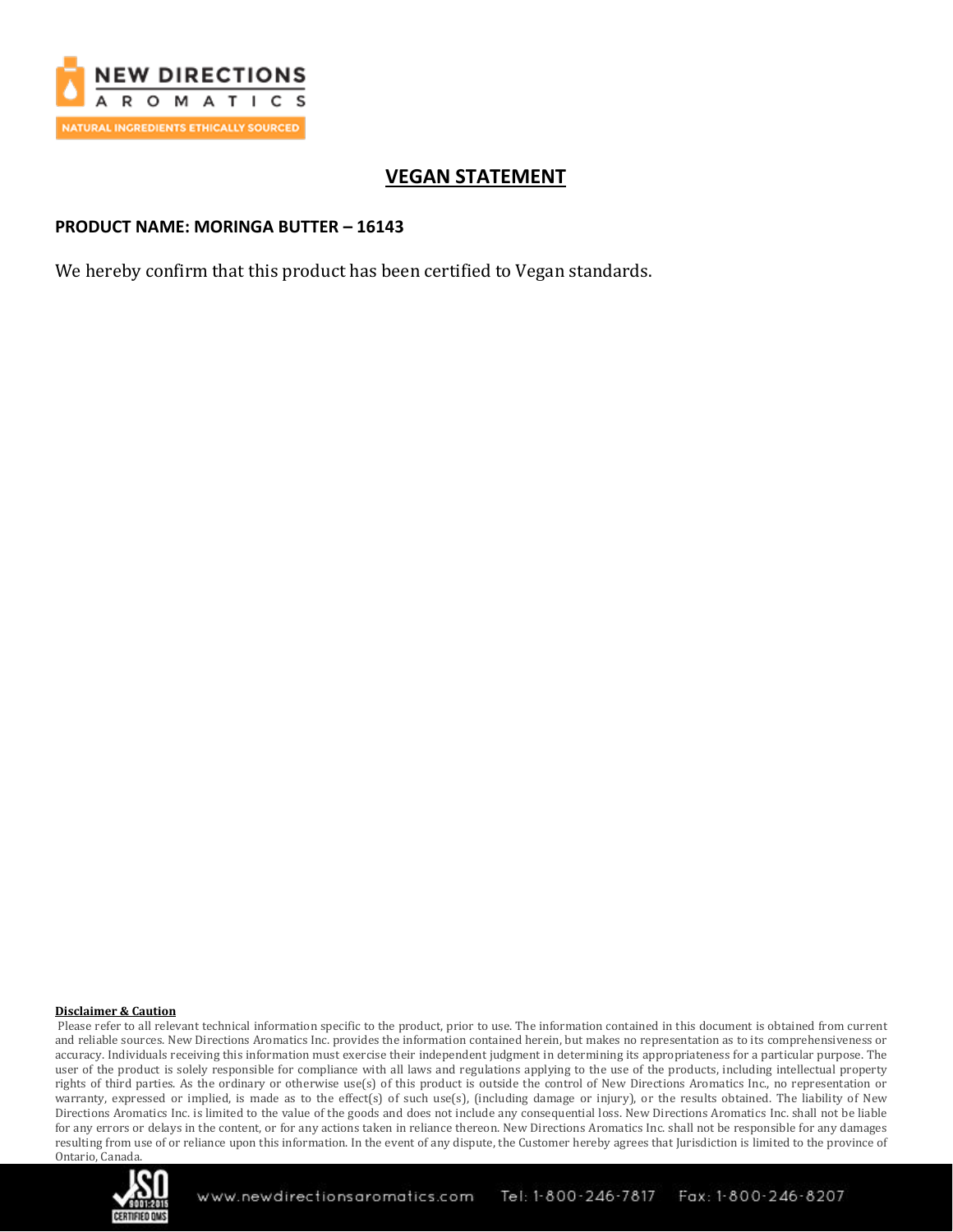# VEGAN STATEMENT

**PRODUCT NAME: MORINGA BUTTER – 16143**

We hereby confirm that this product has been certified to Vegan standards.

**Disclaimer & Caution**

Please refer to all relevant technical information specific to the product, prior to use. The information contained in this document is obtained from current and reliable sources. New Directions Aromatics Inc. provides the information contained herein, but makes no representation as to its comprehensiveness or accuracy. Individuals receiving this information must exercise their independent judgment in determining its appropriateness for a particular purpose. The user of the product is solely responsible for compliance with all laws and regulations applying to the use of the products, including intellectual property rights of third parties. As the ordinary or otherwise use(s) of this product is outside the control of New Directions Aromatics Inc., no representation or warranty, expressed or implied, is made as to the effect(s) of such use(s), (including damage or injury), or the results obtained. The liability of New Directions Aromatics Inc. is limited to the value of the goods and does not include any consequential loss. New Directions Aromatics Inc. shall not be liable for any errors or delays in the content, or for any actions taken in reliance thereon. New Directions Aromatics Inc. shall not be responsible for any damages resulting from use of or reliance upon this information. In the event of any dispute, the Customer hereby agrees that Jurisdiction is limited to the province of Ontario, Canada.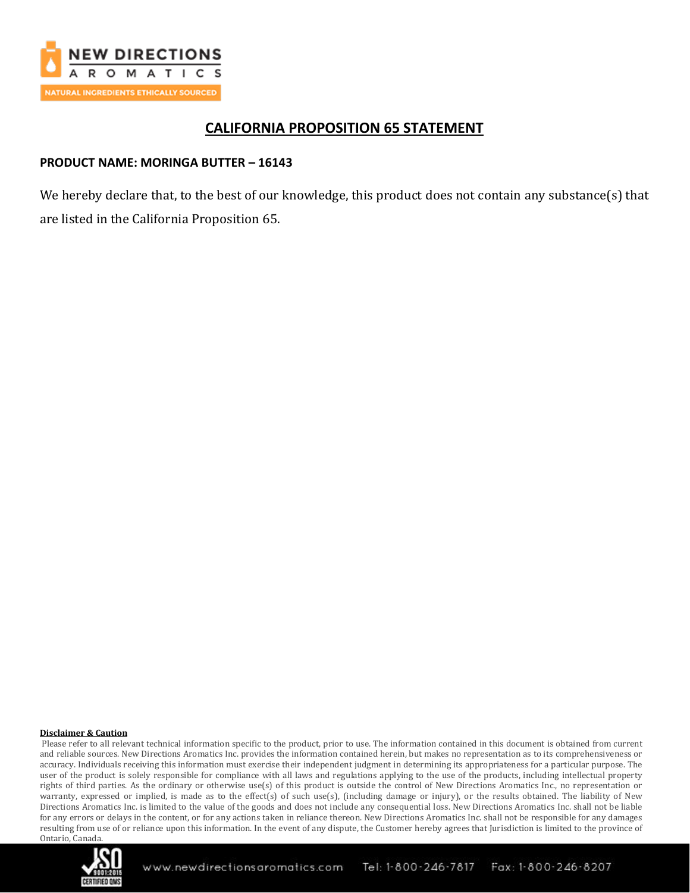# CALIFORNIA PROPOSITION 65 STATEMENT

**PRODUCT NAME: MORINGA BUTTER – 16143**

We hereby declare that, to the best of our knowledge, this product does not contain any substance(s) that are listed in the California Proposition 65.

**Disclaimer & Caution**

Please refer to all relevant technical information specific to the product, prior to use. The information contained in this document is obtained from current and reliable sources. New Directions Aromatics Inc. provides the information contained herein, but makes no representation as to its comprehensiveness or accuracy. Individuals receiving this information must exercise their independent judgment in determining its appropriateness for a particular purpose. The user of the product is solely responsible for compliance with all laws and regulations applying to the use of the products, including intellectual property rights of third parties. As the ordinary or otherwise use(s) of this product is outside the control of New Directions Aromatics Inc., no representation or warranty, expressed or implied, is made as to the effect(s) of such use(s), (including damage or injury), or the results obtained. The liability of New Directions Aromatics Inc. is limited to the value of the goods and does not include any consequential loss. New Directions Aromatics Inc. shall not be liable for any errors or delays in the content, or for any actions taken in reliance thereon. New Directions Aromatics Inc. shall not be responsible for any damages resulting from use of or reliance upon this information. In the event of any dispute, the Customer hereby agrees that Jurisdiction is limited to the province of Ontario, Canada.

www.newdirectionsaromatics.com Tel: 1-800-246-7817 Fax: 1-800-246-8207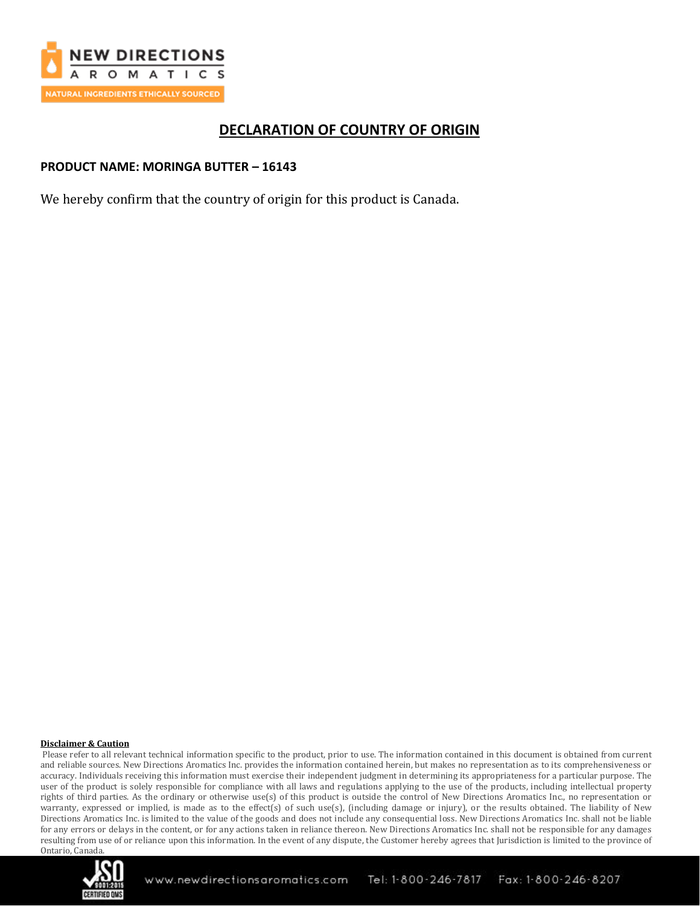# DECLARATION OF COUNTRY OF ORIGIN

**PRODUCT NAME: MORINGA BUTTER – 16143**

We hereby confirm that the country of origin for this product is Canada.

**Disclaimer & Caution**

Please refer to all relevant technical information specific to the product, prior to use. The information contained in this document is obtained from current and reliable sources. New Directions Aromatics Inc. provides the information contained herein, but makes no representation as to its comprehensiveness or accuracy. Individuals receiving this information must exercise their independent judgment in determining its appropriateness for a particular purpose. The user of the product is solely responsible for compliance with all laws and regulations applying to the use of the products, including intellectual property rights of third parties. As the ordinary or otherwise use(s) of this product is outside the control of New Directions Aromatics Inc., no representation or warranty, expressed or implied, is made as to the effect(s) of such use(s), (including damage or injury), or the results obtained. The liability of New Directions Aromatics Inc. is limited to the value of the goods and does not include any consequential loss. New Directions Aromatics Inc. shall not be liable for any errors or delays in the content, or for any actions taken in reliance thereon. New Directions Aromatics Inc. shall not be responsible for any damages resulting from use of or reliance upon this information. In the event of any dispute, the Customer hereby agrees that Jurisdiction is limited to the province of Ontario, Canada.

www.newdirectionsaromatics.com Tel: 1-800-246-7817 Fax: 1-800-246-8207